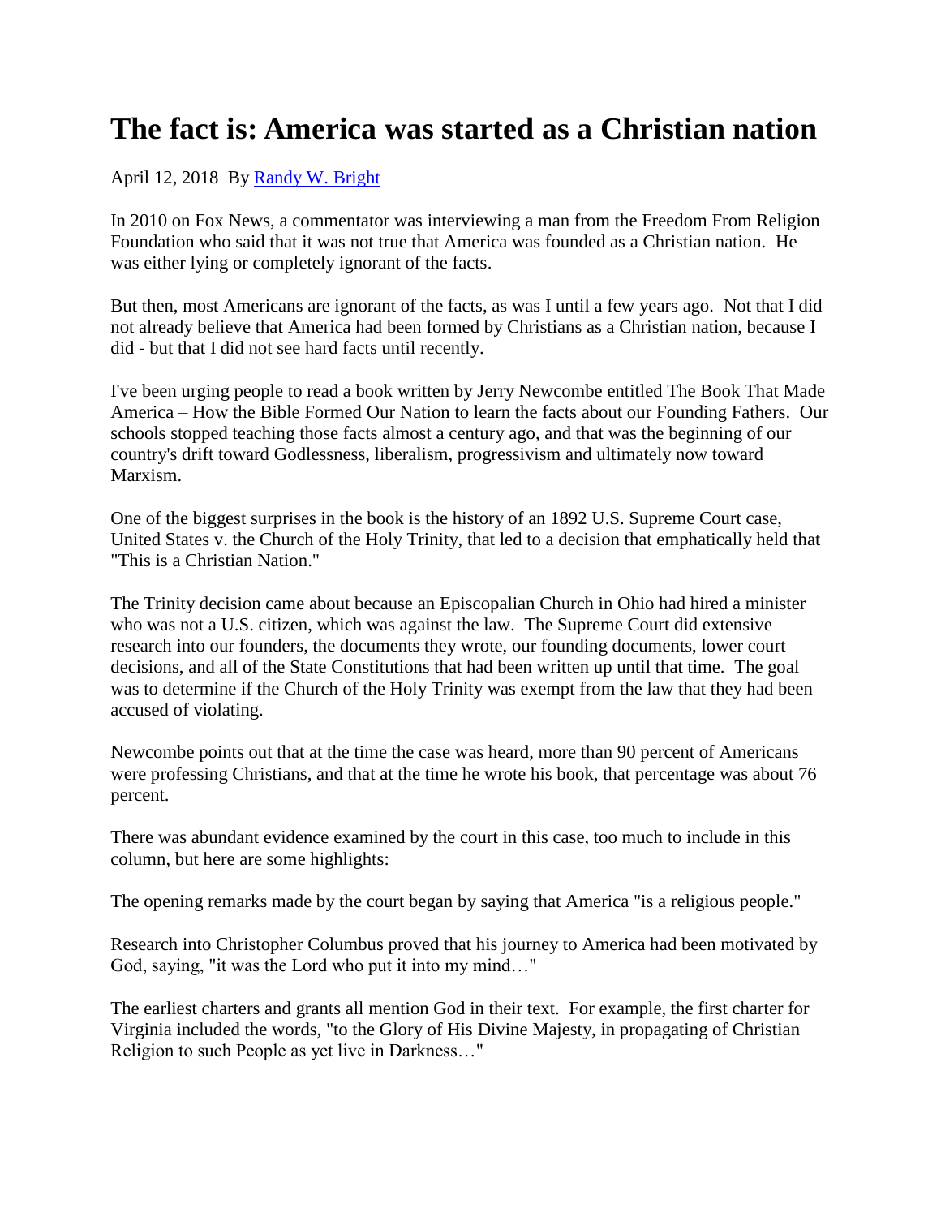# The fact is: America was started as a Christian nation

April 12, 2018 By [Randy W. Bright]

In 2010 on Fox News, a commentator was interviewing a man from the Freedom From Religion Foundation who said that it was not true that America was founded as a Christian nation. He was either lying or completely ignorant of the facts.

But then, most Americans are ignorant of the facts, as was I until a few years ago. Not that I did not already believe that America had been formed by Christians as a Christian nation, because I did - but that I did not see hard facts until recently.

I've been urging people to read a book written by Jerry Newcombe entitled The Book That Made America – How the Bible Formed Our Nation to learn the facts about our Founding Fathers. Our schools stopped teaching those facts almost a century ago, and that was the beginning of our country's drift toward Godlessness, liberalism, progressivism and ultimately now toward Marxism.

One of the biggest surprises in the book is the history of an 1892 U.S. Supreme Court case, United States v. the Church of the Holy Trinity, that led to a decision that emphatically held that "This is a Christian Nation."

The Trinity decision came about because an Episcopalian Church in Ohio had hired a minister who was not a U.S. citizen, which was against the law. The Supreme Court did extensive research into our founders, the documents they wrote, our founding documents, lower court decisions, and all of the State Constitutions that had been written up until that time. The goal was to determine if the Church of the Holy Trinity was exempt from the law that they had been accused of violating.

Newcombe points out that at the time the case was heard, more than 90 percent of Americans were professing Christians, and that at the time he wrote his book, that percentage was about 76 percent.

There was abundant evidence examined by the court in this case, too much to include in this column, but here are some highlights:

The opening remarks made by the court began by saying that America "is a religious people."

Research into Christopher Columbus proved that his journey to America had been motivated by God, saying, "it was the Lord who put it into my mind…"

The earliest charters and grants all mention God in their text. For example, the first charter for Virginia included the words, "to the Glory of His Divine Majesty, in propagating of Christian Religion to such People as yet live in Darkness…"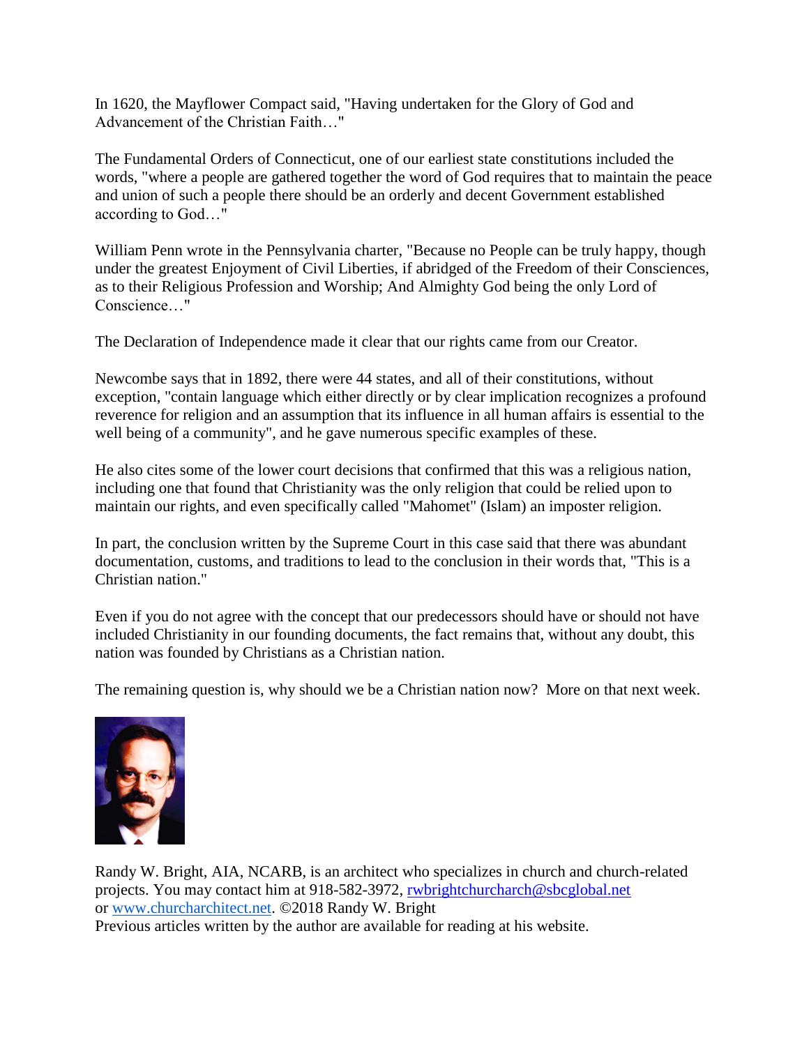In 1620, the Mayflower Compact said, "Having undertaken for the Glory of God and Advancement of the Christian Faith…"

The Fundamental Orders of Connecticut, one of our earliest state constitutions included the words, "where a people are gathered together the word of God requires that to maintain the peace and union of such a people there should be an orderly and decent Government established according to God…"

William Penn wrote in the Pennsylvania charter, "Because no People can be truly happy, though under the greatest Enjoyment of Civil Liberties, if abridged of the Freedom of their Consciences, as to their Religious Profession and Worship; And Almighty God being the only Lord of Conscience…"

The Declaration of Independence made it clear that our rights came from our Creator.

Newcombe says that in 1892, there were 44 states, and all of their constitutions, without exception, "contain language which either directly or by clear implication recognizes a profound reverence for religion and an assumption that its influence in all human affairs is essential to the well being of a community", and he gave numerous specific examples of these.

He also cites some of the lower court decisions that confirmed that this was a religious nation, including one that found that Christianity was the only religion that could be relied upon to maintain our rights, and even specifically called "Mahomet" (Islam) an imposter religion.

In part, the conclusion written by the Supreme Court in this case said that there was abundant documentation, customs, and traditions to lead to the conclusion in their words that, "This is a Christian nation."

Even if you do not agree with the concept that our predecessors should have or should not have included Christianity in our founding documents, the fact remains that, without any doubt, this nation was founded by Christians as a Christian nation.

The remaining question is, why should we be a Christian nation now? More on that next week.

Randy W. Bright, AIA, NCARB, is an architect who specializes in church and church-related projects. You may contact him at 918-582-3972, rwbrightchurcharch@sbcglobal.net or www.churcharchitect.net. ©2018 Randy W. Bright
Previous articles written by the author are available for reading at his website.